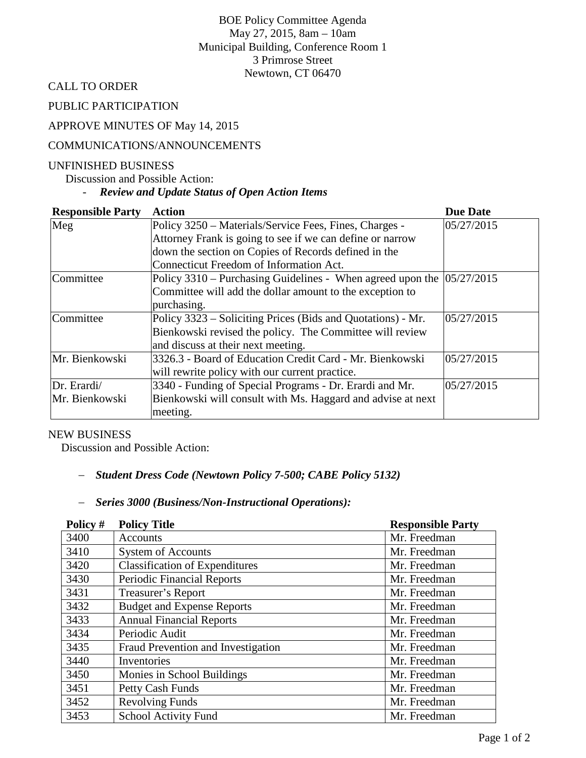BOE Policy Committee Agenda
May 27, 2015, 8am – 10am
Municipal Building, Conference Room 1
3 Primrose Street
Newtown, CT 06470

CALL TO ORDER

PUBLIC PARTICIPATION

APPROVE MINUTES OF May 14, 2015

COMMUNICATIONS/ANNOUNCEMENTS

UNFINISHED BUSINESS

Discussion and Possible Action:

- ***Review and Update Status of Open Action Items***

| Responsible Party | Action | Due Date |
|---|---|---|
| Meg | Policy 3250 – Materials/Service Fees, Fines, Charges - Attorney Frank is going to see if we can define or narrow down the section on Copies of Records defined in the Connecticut Freedom of Information Act. | 05/27/2015 |
| Committee | Policy 3310 – Purchasing Guidelines - When agreed upon the Committee will add the dollar amount to the exception to purchasing. | 05/27/2015 |
| Committee | Policy 3323 – Soliciting Prices (Bids and Quotations) - Mr. Bienkowski revised the policy. The Committee will review and discuss at their next meeting. | 05/27/2015 |
| Mr. Bienkowski | 3326.3 - Board of Education Credit Card - Mr. Bienkowski will rewrite policy with our current practice. | 05/27/2015 |
| Dr. Erardi/ Mr. Bienkowski | 3340 - Funding of Special Programs - Dr. Erardi and Mr. Bienkowski will consult with Ms. Haggard and advise at next meeting. | 05/27/2015 |

NEW BUSINESS

Discussion and Possible Action:

- ***Student Dress Code (Newtown Policy 7-500; CABE Policy 5132)***
- ***Series 3000 (Business/Non-Instructional Operations):***

| Policy # | Policy Title | Responsible Party |
|---|---|---|
| 3400 | Accounts | Mr. Freedman |
| 3410 | System of Accounts | Mr. Freedman |
| 3420 | Classification of Expenditures | Mr. Freedman |
| 3430 | Periodic Financial Reports | Mr. Freedman |
| 3431 | Treasurer's Report | Mr. Freedman |
| 3432 | Budget and Expense Reports | Mr. Freedman |
| 3433 | Annual Financial Reports | Mr. Freedman |
| 3434 | Periodic Audit | Mr. Freedman |
| 3435 | Fraud Prevention and Investigation | Mr. Freedman |
| 3440 | Inventories | Mr. Freedman |
| 3450 | Monies in School Buildings | Mr. Freedman |
| 3451 | Petty Cash Funds | Mr. Freedman |
| 3452 | Revolving Funds | Mr. Freedman |
| 3453 | School Activity Fund | Mr. Freedman |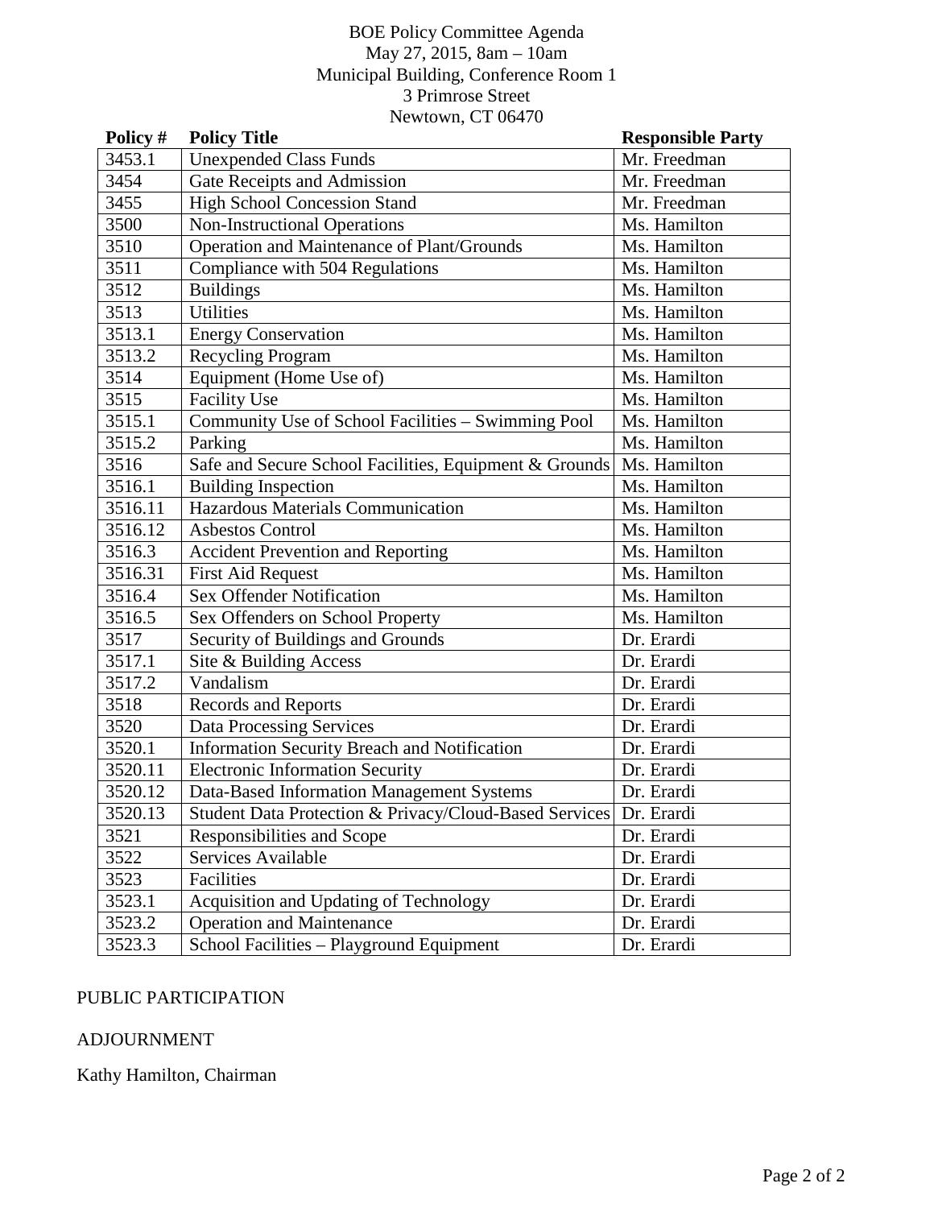BOE Policy Committee Agenda
May 27, 2015, 8am – 10am
Municipal Building, Conference Room 1
3 Primrose Street
Newtown, CT 06470

| Policy # | Policy Title | Responsible Party |
|---|---|---|
| 3453.1 | Unexpended Class Funds | Mr. Freedman |
| 3454 | Gate Receipts and Admission | Mr. Freedman |
| 3455 | High School Concession Stand | Mr. Freedman |
| 3500 | Non-Instructional Operations | Ms. Hamilton |
| 3510 | Operation and Maintenance of Plant/Grounds | Ms. Hamilton |
| 3511 | Compliance with 504 Regulations | Ms. Hamilton |
| 3512 | Buildings | Ms. Hamilton |
| 3513 | Utilities | Ms. Hamilton |
| 3513.1 | Energy Conservation | Ms. Hamilton |
| 3513.2 | Recycling Program | Ms. Hamilton |
| 3514 | Equipment (Home Use of) | Ms. Hamilton |
| 3515 | Facility Use | Ms. Hamilton |
| 3515.1 | Community Use of School Facilities – Swimming Pool | Ms. Hamilton |
| 3515.2 | Parking | Ms. Hamilton |
| 3516 | Safe and Secure School Facilities, Equipment & Grounds | Ms. Hamilton |
| 3516.1 | Building Inspection | Ms. Hamilton |
| 3516.11 | Hazardous Materials Communication | Ms. Hamilton |
| 3516.12 | Asbestos Control | Ms. Hamilton |
| 3516.3 | Accident Prevention and Reporting | Ms. Hamilton |
| 3516.31 | First Aid Request | Ms. Hamilton |
| 3516.4 | Sex Offender Notification | Ms. Hamilton |
| 3516.5 | Sex Offenders on School Property | Ms. Hamilton |
| 3517 | Security of Buildings and Grounds | Dr. Erardi |
| 3517.1 | Site & Building Access | Dr. Erardi |
| 3517.2 | Vandalism | Dr. Erardi |
| 3518 | Records and Reports | Dr. Erardi |
| 3520 | Data Processing Services | Dr. Erardi |
| 3520.1 | Information Security Breach and Notification | Dr. Erardi |
| 3520.11 | Electronic Information Security | Dr. Erardi |
| 3520.12 | Data-Based Information Management Systems | Dr. Erardi |
| 3520.13 | Student Data Protection & Privacy/Cloud-Based Services | Dr. Erardi |
| 3521 | Responsibilities and Scope | Dr. Erardi |
| 3522 | Services Available | Dr. Erardi |
| 3523 | Facilities | Dr. Erardi |
| 3523.1 | Acquisition and Updating of Technology | Dr. Erardi |
| 3523.2 | Operation and Maintenance | Dr. Erardi |
| 3523.3 | School Facilities – Playground Equipment | Dr. Erardi |

PUBLIC PARTICIPATION

ADJOURNMENT

Kathy Hamilton, Chairman